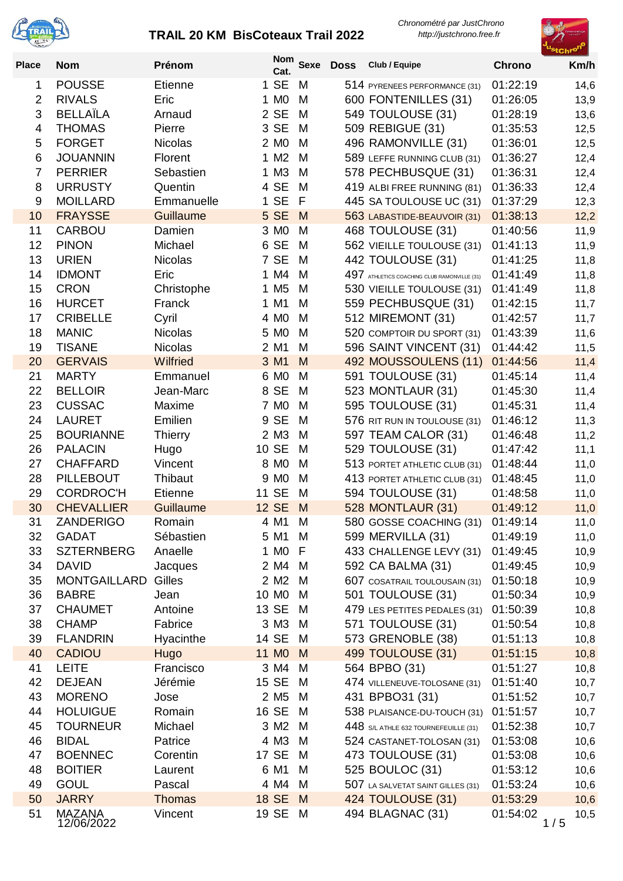# TRAIL 20 KM BisCoteaux Trail 2022

*Chronométré par JustChrono*
*http://justchrono.free.fr*

| Place | Nom | Prénom | Nom Cat. | | Sexe | Doss | Club / Equipe | Chrono | Km/h |
|---|---|---|---|---|---|---|---|---|---|
| 1 | POUSSE | Etienne | 1 | SE | M | 514 | PYRENEES PERFORMANCE (31) | 01:22:19 | 14,6 |
| 2 | RIVALS | Eric | 1 | M0 | M | 600 | FONTENILLES (31) | 01:26:05 | 13,9 |
| 3 | BELLAÏLA | Arnaud | 2 | SE | M | 549 | TOULOUSE (31) | 01:28:19 | 13,6 |
| 4 | THOMAS | Pierre | 3 | SE | M | 509 | REBIGUE (31) | 01:35:53 | 12,5 |
| 5 | FORGET | Nicolas | 2 | M0 | M | 496 | RAMONVILLE (31) | 01:36:01 | 12,5 |
| 6 | JOUANNIN | Florent | 1 | M2 | M | 589 | LEFFE RUNNING CLUB (31) | 01:36:27 | 12,4 |
| 7 | PERRIER | Sebastien | 1 | M3 | M | 578 | PECHBUSQUE (31) | 01:36:31 | 12,4 |
| 8 | URRUSTY | Quentin | 4 | SE | M | 419 | ALBI FREE RUNNING (81) | 01:36:33 | 12,4 |
| 9 | MOILLARD | Emmanuelle | 1 | SE | F | 445 | SA TOULOUSE UC (31) | 01:37:29 | 12,3 |
| 10 | FRAYSSE | Guillaume | 5 | SE | M | 563 | LABASTIDE-BEAUVOIR (31) | 01:38:13 | 12,2 |
| 11 | CARBOU | Damien | 3 | M0 | M | 468 | TOULOUSE (31) | 01:40:56 | 11,9 |
| 12 | PINON | Michael | 6 | SE | M | 562 | VIEILLE TOULOUSE (31) | 01:41:13 | 11,9 |
| 13 | URIEN | Nicolas | 7 | SE | M | 442 | TOULOUSE (31) | 01:41:25 | 11,8 |
| 14 | IDMONT | Eric | 1 | M4 | M | 497 | ATHLETICS COACHING CLUB RAMONVILLE (31) | 01:41:49 | 11,8 |
| 15 | CRON | Christophe | 1 | M5 | M | 530 | VIEILLE TOULOUSE (31) | 01:41:49 | 11,8 |
| 16 | HURCET | Franck | 1 | M1 | M | 559 | PECHBUSQUE (31) | 01:42:15 | 11,7 |
| 17 | CRIBELLE | Cyril | 4 | M0 | M | 512 | MIREMONT (31) | 01:42:57 | 11,7 |
| 18 | MANIC | Nicolas | 5 | M0 | M | 520 | COMPTOIR DU SPORT (31) | 01:43:39 | 11,6 |
| 19 | TISANE | Nicolas | 2 | M1 | M | 596 | SAINT VINCENT (31) | 01:44:42 | 11,5 |
| 20 | GERVAIS | Wilfried | 3 | M1 | M | 492 | MOUSSOULENS (11) | 01:44:56 | 11,4 |
| 21 | MARTY | Emmanuel | 6 | M0 | M | 591 | TOULOUSE (31) | 01:45:14 | 11,4 |
| 22 | BELLOIR | Jean-Marc | 8 | SE | M | 523 | MONTLAUR (31) | 01:45:30 | 11,4 |
| 23 | CUSSAC | Maxime | 7 | M0 | M | 595 | TOULOUSE (31) | 01:45:31 | 11,4 |
| 24 | LAURET | Emilien | 9 | SE | M | 576 | RIT RUN IN TOULOUSE (31) | 01:46:12 | 11,3 |
| 25 | BOURIANNE | Thierry | 2 | M3 | M | 597 | TEAM CALOR (31) | 01:46:48 | 11,2 |
| 26 | PALACIN | Hugo | 10 | SE | M | 529 | TOULOUSE (31) | 01:47:42 | 11,1 |
| 27 | CHAFFARD | Vincent | 8 | M0 | M | 513 | PORTET ATHLETIC CLUB (31) | 01:48:44 | 11,0 |
| 28 | PILLEBOUT | Thibaut | 9 | M0 | M | 413 | PORTET ATHLETIC CLUB (31) | 01:48:45 | 11,0 |
| 29 | CORDROC'H | Etienne | 11 | SE | M | 594 | TOULOUSE (31) | 01:48:58 | 11,0 |
| 30 | CHEVALLIER | Guillaume | 12 | SE | M | 528 | MONTLAUR (31) | 01:49:12 | 11,0 |
| 31 | ZANDERIGO | Romain | 4 | M1 | M | 580 | GOSSE COACHING (31) | 01:49:14 | 11,0 |
| 32 | GADAT | Sébastien | 5 | M1 | M | 599 | MERVILLA (31) | 01:49:19 | 11,0 |
| 33 | SZTERNBERG | Anaelle | 1 | M0 | F | 433 | CHALLENGE LEVY (31) | 01:49:45 | 10,9 |
| 34 | DAVID | Jacques | 2 | M4 | M | 592 | CA BALMA (31) | 01:49:45 | 10,9 |
| 35 | MONTGAILLARD | Gilles | 2 | M2 | M | 607 | COSATRAIL TOULOUSAIN (31) | 01:50:18 | 10,9 |
| 36 | BABRE | Jean | 10 | M0 | M | 501 | TOULOUSE (31) | 01:50:34 | 10,9 |
| 37 | CHAUMET | Antoine | 13 | SE | M | 479 | LES PETITES PEDALES (31) | 01:50:39 | 10,8 |
| 38 | CHAMP | Fabrice | 3 | M3 | M | 571 | TOULOUSE (31) | 01:50:54 | 10,8 |
| 39 | FLANDRIN | Hyacinthe | 14 | SE | M | 573 | GRENOBLE (38) | 01:51:13 | 10,8 |
| 40 | CADIOU | Hugo | 11 | M0 | M | 499 | TOULOUSE (31) | 01:51:15 | 10,8 |
| 41 | LEITE | Francisco | 3 | M4 | M | 564 | BPBO (31) | 01:51:27 | 10,8 |
| 42 | DEJEAN | Jérémie | 15 | SE | M | 474 | VILLENEUVE-TOLOSANE (31) | 01:51:40 | 10,7 |
| 43 | MORENO | Jose | 2 | M5 | M | 431 | BPBO31 (31) | 01:51:52 | 10,7 |
| 44 | HOLUIGUE | Romain | 16 | SE | M | 538 | PLAISANCE-DU-TOUCH (31) | 01:51:57 | 10,7 |
| 45 | TOURNEUR | Michael | 3 | M2 | M | 448 | S/L ATHLE 632 TOURNEFEUILLE (31) | 01:52:38 | 10,7 |
| 46 | BIDAL | Patrice | 4 | M3 | M | 524 | CASTANET-TOLOSAN (31) | 01:53:08 | 10,6 |
| 47 | BOENNEC | Corentin | 17 | SE | M | 473 | TOULOUSE (31) | 01:53:08 | 10,6 |
| 48 | BOITIER | Laurent | 6 | M1 | M | 525 | BOULOC (31) | 01:53:12 | 10,6 |
| 49 | GOUL | Pascal | 4 | M4 | M | 507 | LA SALVETAT SAINT GILLES (31) | 01:53:24 | 10,6 |
| 50 | JARRY | Thomas | 18 | SE | M | 424 | TOULOUSE (31) | 01:53:29 | 10,6 |
| 51 | MAZANA | Vincent | 19 | SE | M | 494 | BLAGNAC (31) | 01:54:02 | 10,5 |

12/06/2022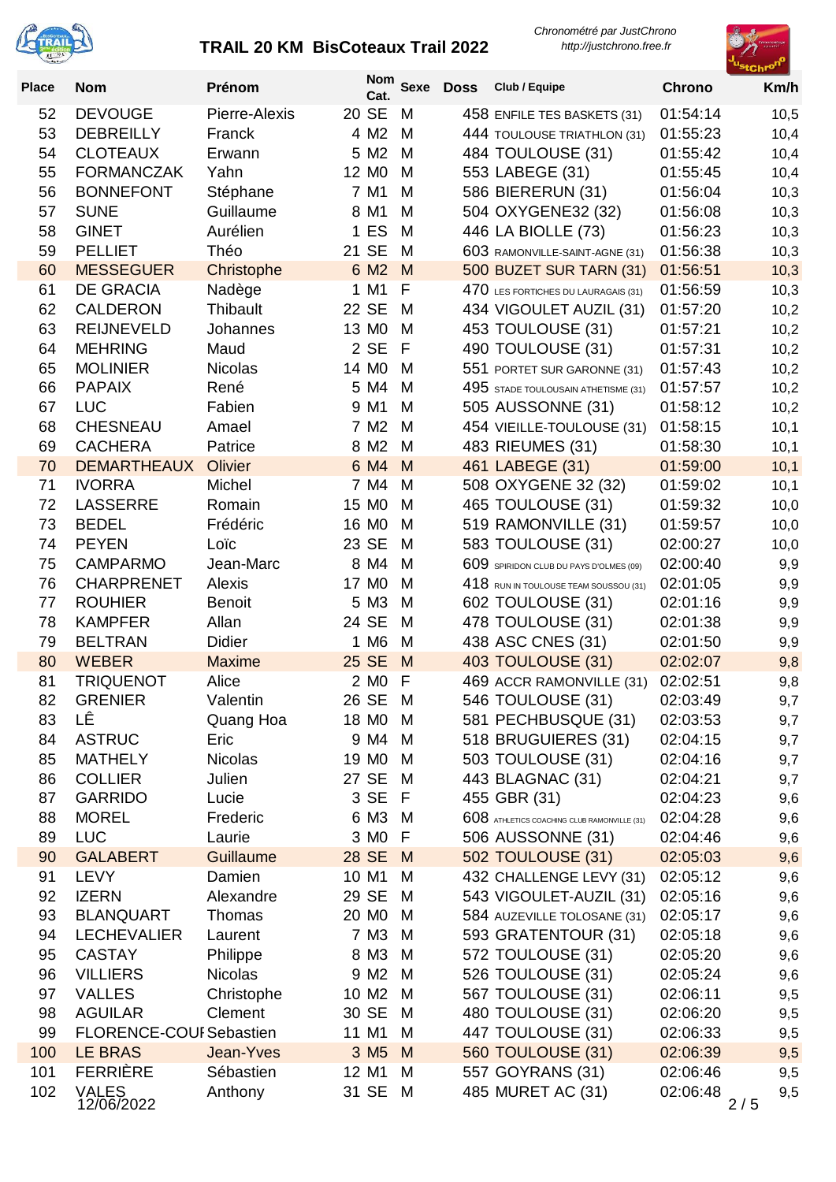# TRAIL 20 KM BisCoteaux Trail 2022

*Chronométré par JustChrono*
*http://justchrono.free.fr*

| Place | Nom | Prénom | Nom Cat. | Sexe | Doss | Club / Equipe | Chrono | Km/h |
|---|---|---|---|---|---|---|---|---|
| 52 | DEVOUGE | Pierre-Alexis | 20 SE | M | 458 | ENFILE TES BASKETS (31) | 01:54:14 | 10,5 |
| 53 | DEBREILLY | Franck | 4 M2 | M | 444 | TOULOUSE TRIATHLON (31) | 01:55:23 | 10,4 |
| 54 | CLOTEAUX | Erwann | 5 M2 | M | 484 | TOULOUSE (31) | 01:55:42 | 10,4 |
| 55 | FORMANCZAK | Yahn | 12 M0 | M | 553 | LABEGE (31) | 01:55:45 | 10,4 |
| 56 | BONNEFONT | Stéphane | 7 M1 | M | 586 | BIERERUN (31) | 01:56:04 | 10,3 |
| 57 | SUNE | Guillaume | 8 M1 | M | 504 | OXYGENE32 (32) | 01:56:08 | 10,3 |
| 58 | GINET | Aurélien | 1 ES | M | 446 | LA BIOLLE (73) | 01:56:23 | 10,3 |
| 59 | PELLIET | Théo | 21 SE | M | 603 | RAMONVILLE-SAINT-AGNE (31) | 01:56:38 | 10,3 |
| 60 | MESSEGUER | Christophe | 6 M2 | M | 500 | BUZET SUR TARN (31) | 01:56:51 | 10,3 |
| 61 | DE GRACIA | Nadège | 1 M1 | F | 470 | LES FORTICHES DU LAURAGAIS (31) | 01:56:59 | 10,3 |
| 62 | CALDERON | Thibault | 22 SE | M | 434 | VIGOULET AUZIL (31) | 01:57:20 | 10,2 |
| 63 | REIJNEVELD | Johannes | 13 M0 | M | 453 | TOULOUSE (31) | 01:57:21 | 10,2 |
| 64 | MEHRING | Maud | 2 SE | F | 490 | TOULOUSE (31) | 01:57:31 | 10,2 |
| 65 | MOLINIER | Nicolas | 14 M0 | M | 551 | PORTET SUR GARONNE (31) | 01:57:43 | 10,2 |
| 66 | PAPAIX | René | 5 M4 | M | 495 | STADE TOULOUSAIN ATHETISME (31) | 01:57:57 | 10,2 |
| 67 | LUC | Fabien | 9 M1 | M | 505 | AUSSONNE (31) | 01:58:12 | 10,2 |
| 68 | CHESNEAU | Amael | 7 M2 | M | 454 | VIEILLE-TOULOUSE (31) | 01:58:15 | 10,1 |
| 69 | CACHERA | Patrice | 8 M2 | M | 483 | RIEUMES (31) | 01:58:30 | 10,1 |
| 70 | DEMARTHEAUX | Olivier | 6 M4 | M | 461 | LABEGE (31) | 01:59:00 | 10,1 |
| 71 | IVORRA | Michel | 7 M4 | M | 508 | OXYGENE 32 (32) | 01:59:02 | 10,1 |
| 72 | LASSERRE | Romain | 15 M0 | M | 465 | TOULOUSE (31) | 01:59:32 | 10,0 |
| 73 | BEDEL | Frédéric | 16 M0 | M | 519 | RAMONVILLE (31) | 01:59:57 | 10,0 |
| 74 | PEYEN | Loïc | 23 SE | M | 583 | TOULOUSE (31) | 02:00:27 | 10,0 |
| 75 | CAMPARMO | Jean-Marc | 8 M4 | M | 609 | SPIRIDON CLUB DU PAYS D'OLMES (09) | 02:00:40 | 9,9 |
| 76 | CHARPRENET | Alexis | 17 M0 | M | 418 | RUN IN TOULOUSE TEAM SOUSSOU (31) | 02:01:05 | 9,9 |
| 77 | ROUHIER | Benoit | 5 M3 | M | 602 | TOULOUSE (31) | 02:01:16 | 9,9 |
| 78 | KAMPFER | Allan | 24 SE | M | 478 | TOULOUSE (31) | 02:01:38 | 9,9 |
| 79 | BELTRAN | Didier | 1 M6 | M | 438 | ASC CNES (31) | 02:01:50 | 9,9 |
| 80 | WEBER | Maxime | 25 SE | M | 403 | TOULOUSE (31) | 02:02:07 | 9,8 |
| 81 | TRIQUENOT | Alice | 2 M0 | F | 469 | ACCR RAMONVILLE (31) | 02:02:51 | 9,8 |
| 82 | GRENIER | Valentin | 26 SE | M | 546 | TOULOUSE (31) | 02:03:49 | 9,7 |
| 83 | LÊ | Quang Hoa | 18 M0 | M | 581 | PECHBUSQUE (31) | 02:03:53 | 9,7 |
| 84 | ASTRUC | Eric | 9 M4 | M | 518 | BRUGUIERES (31) | 02:04:15 | 9,7 |
| 85 | MATHELY | Nicolas | 19 M0 | M | 503 | TOULOUSE (31) | 02:04:16 | 9,7 |
| 86 | COLLIER | Julien | 27 SE | M | 443 | BLAGNAC (31) | 02:04:21 | 9,7 |
| 87 | GARRIDO | Lucie | 3 SE | F | 455 | GBR (31) | 02:04:23 | 9,6 |
| 88 | MOREL | Frederic | 6 M3 | M | 608 | ATHLETICS COACHING CLUB RAMONVILLE (31) | 02:04:28 | 9,6 |
| 89 | LUC | Laurie | 3 M0 | F | 506 | AUSSONNE (31) | 02:04:46 | 9,6 |
| 90 | GALABERT | Guillaume | 28 SE | M | 502 | TOULOUSE (31) | 02:05:03 | 9,6 |
| 91 | LEVY | Damien | 10 M1 | M | 432 | CHALLENGE LEVY (31) | 02:05:12 | 9,6 |
| 92 | IZERN | Alexandre | 29 SE | M | 543 | VIGOULET-AUZIL (31) | 02:05:16 | 9,6 |
| 93 | BLANQUART | Thomas | 20 M0 | M | 584 | AUZEVILLE TOLOSANE (31) | 02:05:17 | 9,6 |
| 94 | LECHEVALIER | Laurent | 7 M3 | M | 593 | GRATENTOUR (31) | 02:05:18 | 9,6 |
| 95 | CASTAY | Philippe | 8 M3 | M | 572 | TOULOUSE (31) | 02:05:20 | 9,6 |
| 96 | VILLIERS | Nicolas | 9 M2 | M | 526 | TOULOUSE (31) | 02:05:24 | 9,6 |
| 97 | VALLES | Christophe | 10 M2 | M | 567 | TOULOUSE (31) | 02:06:11 | 9,5 |
| 98 | AGUILAR | Clement | 30 SE | M | 480 | TOULOUSE (31) | 02:06:20 | 9,5 |
| 99 | FLORENCE-COUI | Sebastien | 11 M1 | M | 447 | TOULOUSE (31) | 02:06:33 | 9,5 |
| 100 | LE BRAS | Jean-Yves | 3 M5 | M | 560 | TOULOUSE (31) | 02:06:39 | 9,5 |
| 101 | FERRIÈRE | Sébastien | 12 M1 | M | 557 | GOYRANS (31) | 02:06:46 | 9,5 |
| 102 | VALES | Anthony | 31 SE | M | 485 | MURET AC (31) | 02:06:48 | 9,5 |

12/06/2022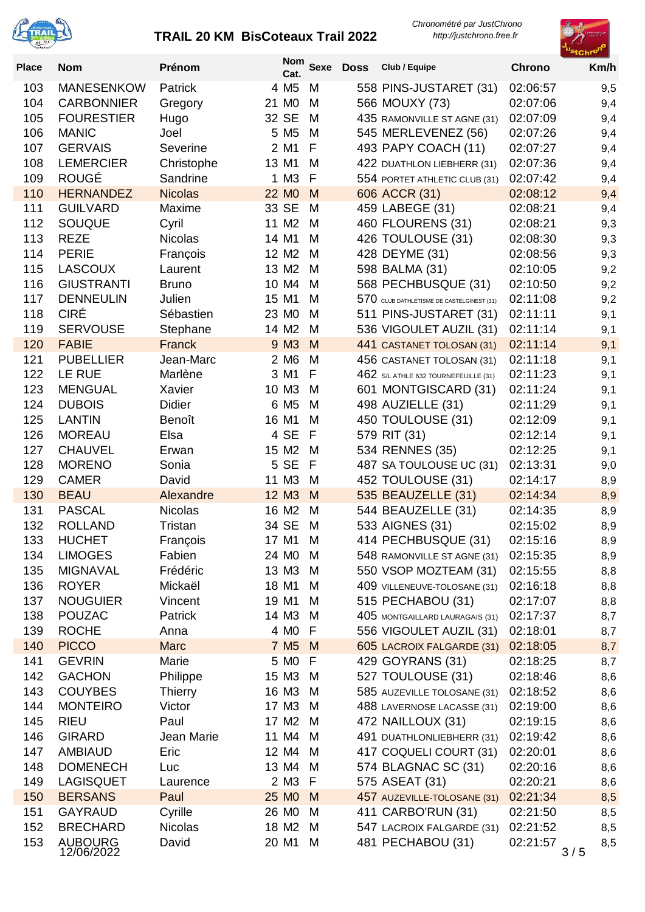# TRAIL 20 KM BisCoteaux Trail 2022

*Chronométré par JustChrono*
*http://justchrono.free.fr*

| Place | Nom | Prénom | Nom Cat. | Sexe | Doss | Club / Equipe | Chrono | Km/h |
|---|---|---|---|---|---|---|---|---|
| 103 | MANESENKOW | Patrick | 4 M5 | M | 558 | PINS-JUSTARET (31) | 02:06:57 | 9,5 |
| 104 | CARBONNIER | Gregory | 21 M0 | M | 566 | MOUXY (73) | 02:07:06 | 9,4 |
| 105 | FOURESTIER | Hugo | 32 SE | M | 435 | RAMONVILLE ST AGNE (31) | 02:07:09 | 9,4 |
| 106 | MANIC | Joel | 5 M5 | M | 545 | MERLEVENEZ (56) | 02:07:26 | 9,4 |
| 107 | GERVAIS | Severine | 2 M1 | F | 493 | PAPY COACH (11) | 02:07:27 | 9,4 |
| 108 | LEMERCIER | Christophe | 13 M1 | M | 422 | DUATHLON LIEBHERR (31) | 02:07:36 | 9,4 |
| 109 | ROUGÉ | Sandrine | 1 M3 | F | 554 | PORTET ATHLETIC CLUB (31) | 02:07:42 | 9,4 |
| 110 | HERNANDEZ | Nicolas | 22 M0 | M | 606 | ACCR (31) | 02:08:12 | 9,4 |
| 111 | GUILVARD | Maxime | 33 SE | M | 459 | LABEGE (31) | 02:08:21 | 9,4 |
| 112 | SOUQUE | Cyril | 11 M2 | M | 460 | FLOURENS (31) | 02:08:21 | 9,3 |
| 113 | REZE | Nicolas | 14 M1 | M | 426 | TOULOUSE (31) | 02:08:30 | 9,3 |
| 114 | PERIE | François | 12 M2 | M | 428 | DEYME (31) | 02:08:56 | 9,3 |
| 115 | LASCOUX | Laurent | 13 M2 | M | 598 | BALMA (31) | 02:10:05 | 9,2 |
| 116 | GIUSTRANTI | Bruno | 10 M4 | M | 568 | PECHBUSQUE (31) | 02:10:50 | 9,2 |
| 117 | DENNEULIN | Julien | 15 M1 | M | 570 | CLUB DATHLETISME DE CASTELGINEST (31) | 02:11:08 | 9,2 |
| 118 | CIRÉ | Sébastien | 23 M0 | M | 511 | PINS-JUSTARET (31) | 02:11:11 | 9,1 |
| 119 | SERVOUSE | Stephane | 14 M2 | M | 536 | VIGOULET AUZIL (31) | 02:11:14 | 9,1 |
| 120 | FABIE | Franck | 9 M3 | M | 441 | CASTANET TOLOSAN (31) | 02:11:14 | 9,1 |
| 121 | PUBELLIER | Jean-Marc | 2 M6 | M | 456 | CASTANET TOLOSAN (31) | 02:11:18 | 9,1 |
| 122 | LE RUE | Marlène | 3 M1 | F | 462 | S/L ATHLE 632 TOURNEFEUILLE (31) | 02:11:23 | 9,1 |
| 123 | MENGUAL | Xavier | 10 M3 | M | 601 | MONTGISCARD (31) | 02:11:24 | 9,1 |
| 124 | DUBOIS | Didier | 6 M5 | M | 498 | AUZIELLE (31) | 02:11:29 | 9,1 |
| 125 | LANTIN | Benoît | 16 M1 | M | 450 | TOULOUSE (31) | 02:12:09 | 9,1 |
| 126 | MOREAU | Elsa | 4 SE | F | 579 | RIT (31) | 02:12:14 | 9,1 |
| 127 | CHAUVEL | Erwan | 15 M2 | M | 534 | RENNES (35) | 02:12:25 | 9,1 |
| 128 | MORENO | Sonia | 5 SE | F | 487 | SA TOULOUSE UC (31) | 02:13:31 | 9,0 |
| 129 | CAMER | David | 11 M3 | M | 452 | TOULOUSE (31) | 02:14:17 | 8,9 |
| 130 | BEAU | Alexandre | 12 M3 | M | 535 | BEAUZELLE (31) | 02:14:34 | 8,9 |
| 131 | PASCAL | Nicolas | 16 M2 | M | 544 | BEAUZELLE (31) | 02:14:35 | 8,9 |
| 132 | ROLLAND | Tristan | 34 SE | M | 533 | AIGNES (31) | 02:15:02 | 8,9 |
| 133 | HUCHET | François | 17 M1 | M | 414 | PECHBUSQUE (31) | 02:15:16 | 8,9 |
| 134 | LIMOGES | Fabien | 24 M0 | M | 548 | RAMONVILLE ST AGNE (31) | 02:15:35 | 8,9 |
| 135 | MIGNAVAL | Frédéric | 13 M3 | M | 550 | VSOP MOZTEAM (31) | 02:15:55 | 8,8 |
| 136 | ROYER | Mickaël | 18 M1 | M | 409 | VILLENEUVE-TOLOSANE (31) | 02:16:18 | 8,8 |
| 137 | NOUGUIER | Vincent | 19 M1 | M | 515 | PECHABOU (31) | 02:17:07 | 8,8 |
| 138 | POUZAC | Patrick | 14 M3 | M | 405 | MONTGAILLARD LAURAGAIS (31) | 02:17:37 | 8,7 |
| 139 | ROCHE | Anna | 4 M0 | F | 556 | VIGOULET AUZIL (31) | 02:18:01 | 8,7 |
| 140 | PICCO | Marc | 7 M5 | M | 605 | LACROIX FALGARDE (31) | 02:18:05 | 8,7 |
| 141 | GEVRIN | Marie | 5 M0 | F | 429 | GOYRANS (31) | 02:18:25 | 8,7 |
| 142 | GACHON | Philippe | 15 M3 | M | 527 | TOULOUSE (31) | 02:18:46 | 8,6 |
| 143 | COUYBES | Thierry | 16 M3 | M | 585 | AUZEVILLE TOLOSANE (31) | 02:18:52 | 8,6 |
| 144 | MONTEIRO | Victor | 17 M3 | M | 488 | LAVERNOSE LACASSE (31) | 02:19:00 | 8,6 |
| 145 | RIEU | Paul | 17 M2 | M | 472 | NAILLOUX (31) | 02:19:15 | 8,6 |
| 146 | GIRARD | Jean Marie | 11 M4 | M | 491 | DUATHLONLIEBHERR (31) | 02:19:42 | 8,6 |
| 147 | AMBIAUD | Eric | 12 M4 | M | 417 | COQUELI COURT (31) | 02:20:01 | 8,6 |
| 148 | DOMENECH | Luc | 13 M4 | M | 574 | BLAGNAC SC (31) | 02:20:16 | 8,6 |
| 149 | LAGISQUET | Laurence | 2 M3 | F | 575 | ASEAT (31) | 02:20:21 | 8,6 |
| 150 | BERSANS | Paul | 25 M0 | M | 457 | AUZEVILLE-TOLOSANE (31) | 02:21:34 | 8,5 |
| 151 | GAYRAUD | Cyrille | 26 M0 | M | 411 | CARBO'RUN (31) | 02:21:50 | 8,5 |
| 152 | BRECHARD | Nicolas | 18 M2 | M | 547 | LACROIX FALGARDE (31) | 02:21:52 | 8,5 |
| 153 | AUBOURG | David | 20 M1 | M | 481 | PECHABOU (31) | 02:21:57 | 8,5 |

12/06/2022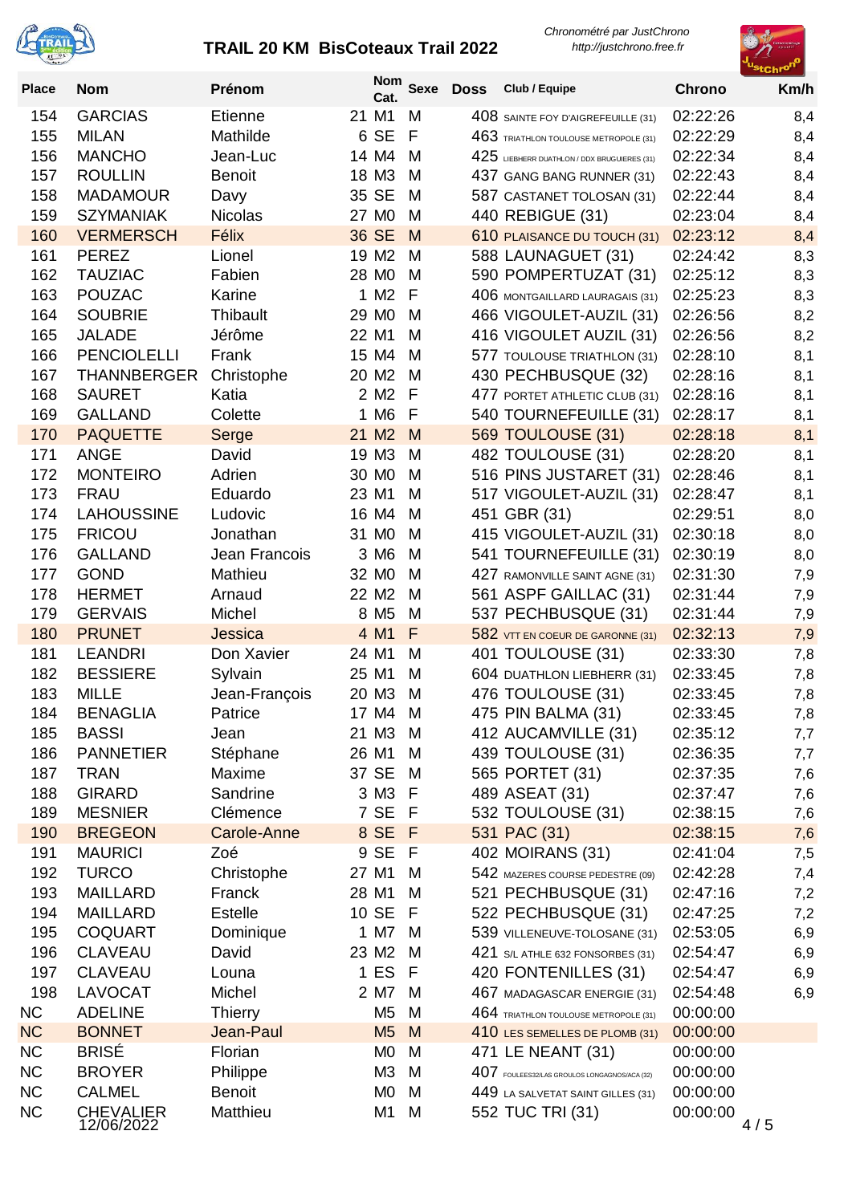# TRAIL 20 KM BisCoteaux Trail 2022

*Chronométré par JustChrono*
*http://justchrono.free.fr*

| Place | Nom | Prénom | Nom Cat. | | Sexe | Doss | Club / Equipe | Chrono | Km/h |
|---|---|---|---|---|---|---|---|---|---|
| 154 | GARCIAS | Etienne | 21 | M1 | M | 408 | SAINTE FOY D'AIGREFEUILLE (31) | 02:22:26 | 8,4 |
| 155 | MILAN | Mathilde | 6 | SE | F | 463 | TRIATHLON TOULOUSE METROPOLE (31) | 02:22:29 | 8,4 |
| 156 | MANCHO | Jean-Luc | 14 | M4 | M | 425 | LIEBHERR DUATHLON / DDX BRUGUIERES (31) | 02:22:34 | 8,4 |
| 157 | ROULLIN | Benoit | 18 | M3 | M | 437 | GANG BANG RUNNER (31) | 02:22:43 | 8,4 |
| 158 | MADAMOUR | Davy | 35 | SE | M | 587 | CASTANET TOLOSAN (31) | 02:22:44 | 8,4 |
| 159 | SZYMANIAK | Nicolas | 27 | M0 | M | 440 | REBIGUE (31) | 02:23:04 | 8,4 |
| 160 | VERMERSCH | Félix | 36 | SE | M | 610 | PLAISANCE DU TOUCH (31) | 02:23:12 | 8,4 |
| 161 | PEREZ | Lionel | 19 | M2 | M | 588 | LAUNAGUET (31) | 02:24:42 | 8,3 |
| 162 | TAUZIAC | Fabien | 28 | M0 | M | 590 | POMPERTUZAT (31) | 02:25:12 | 8,3 |
| 163 | POUZAC | Karine | 1 | M2 | F | 406 | MONTGAILLARD LAURAGAIS (31) | 02:25:23 | 8,3 |
| 164 | SOUBRIE | Thibault | 29 | M0 | M | 466 | VIGOULET-AUZIL (31) | 02:26:56 | 8,2 |
| 165 | JALADE | Jérôme | 22 | M1 | M | 416 | VIGOULET AUZIL (31) | 02:26:56 | 8,2 |
| 166 | PENCIOLELLI | Frank | 15 | M4 | M | 577 | TOULOUSE TRIATHLON (31) | 02:28:10 | 8,1 |
| 167 | THANNBERGER | Christophe | 20 | M2 | M | 430 | PECHBUSQUE (32) | 02:28:16 | 8,1 |
| 168 | SAURET | Katia | 2 | M2 | F | 477 | PORTET ATHLETIC CLUB (31) | 02:28:16 | 8,1 |
| 169 | GALLAND | Colette | 1 | M6 | F | 540 | TOURNEFEUILLE (31) | 02:28:17 | 8,1 |
| 170 | PAQUETTE | Serge | 21 | M2 | M | 569 | TOULOUSE (31) | 02:28:18 | 8,1 |
| 171 | ANGE | David | 19 | M3 | M | 482 | TOULOUSE (31) | 02:28:20 | 8,1 |
| 172 | MONTEIRO | Adrien | 30 | M0 | M | 516 | PINS JUSTARET (31) | 02:28:46 | 8,1 |
| 173 | FRAU | Eduardo | 23 | M1 | M | 517 | VIGOULET-AUZIL (31) | 02:28:47 | 8,1 |
| 174 | LAHOUSSINE | Ludovic | 16 | M4 | M | 451 | GBR (31) | 02:29:51 | 8,0 |
| 175 | FRICOU | Jonathan | 31 | M0 | M | 415 | VIGOULET-AUZIL (31) | 02:30:18 | 8,0 |
| 176 | GALLAND | Jean Francois | 3 | M6 | M | 541 | TOURNEFEUILLE (31) | 02:30:19 | 8,0 |
| 177 | GOND | Mathieu | 32 | M0 | M | 427 | RAMONVILLE SAINT AGNE (31) | 02:31:30 | 7,9 |
| 178 | HERMET | Arnaud | 22 | M2 | M | 561 | ASPF GAILLAC (31) | 02:31:44 | 7,9 |
| 179 | GERVAIS | Michel | 8 | M5 | M | 537 | PECHBUSQUE (31) | 02:31:44 | 7,9 |
| 180 | PRUNET | Jessica | 4 | M1 | F | 582 | VTT EN COEUR DE GARONNE (31) | 02:32:13 | 7,9 |
| 181 | LEANDRI | Don Xavier | 24 | M1 | M | 401 | TOULOUSE (31) | 02:33:30 | 7,8 |
| 182 | BESSIERE | Sylvain | 25 | M1 | M | 604 | DUATHLON LIEBHERR (31) | 02:33:45 | 7,8 |
| 183 | MILLE | Jean-François | 20 | M3 | M | 476 | TOULOUSE (31) | 02:33:45 | 7,8 |
| 184 | BENAGLIA | Patrice | 17 | M4 | M | 475 | PIN BALMA (31) | 02:33:45 | 7,8 |
| 185 | BASSI | Jean | 21 | M3 | M | 412 | AUCAMVILLE (31) | 02:35:12 | 7,7 |
| 186 | PANNETIER | Stéphane | 26 | M1 | M | 439 | TOULOUSE (31) | 02:36:35 | 7,7 |
| 187 | TRAN | Maxime | 37 | SE | M | 565 | PORTET (31) | 02:37:35 | 7,6 |
| 188 | GIRARD | Sandrine | 3 | M3 | F | 489 | ASEAT (31) | 02:37:47 | 7,6 |
| 189 | MESNIER | Clémence | 7 | SE | F | 532 | TOULOUSE (31) | 02:38:15 | 7,6 |
| 190 | BREGEON | Carole-Anne | 8 | SE | F | 531 | PAC (31) | 02:38:15 | 7,6 |
| 191 | MAURICI | Zoé | 9 | SE | F | 402 | MOIRANS (31) | 02:41:04 | 7,5 |
| 192 | TURCO | Christophe | 27 | M1 | M | 542 | MAZERES COURSE PEDESTRE (09) | 02:42:28 | 7,4 |
| 193 | MAILLARD | Franck | 28 | M1 | M | 521 | PECHBUSQUE (31) | 02:47:16 | 7,2 |
| 194 | MAILLARD | Estelle | 10 | SE | F | 522 | PECHBUSQUE (31) | 02:47:25 | 7,2 |
| 195 | COQUART | Dominique | 1 | M7 | M | 539 | VILLENEUVE-TOLOSANE (31) | 02:53:05 | 6,9 |
| 196 | CLAVEAU | David | 23 | M2 | M | 421 | S/L ATHLE 632 FONSORBES (31) | 02:54:47 | 6,9 |
| 197 | CLAVEAU | Louna | 1 | ES | F | 420 | FONTENILLES (31) | 02:54:47 | 6,9 |
| 198 | LAVOCAT | Michel | 2 | M7 | M | 467 | MADAGASCAR ENERGIE (31) | 02:54:48 | 6,9 |
| NC | ADELINE | Thierry | | M5 | M | 464 | TRIATHLON TOULOUSE METROPOLE (31) | 00:00:00 | |
| NC | BONNET | Jean-Paul | | M5 | M | 410 | LES SEMELLES DE PLOMB (31) | 00:00:00 | |
| NC | BRISÉ | Florian | | M0 | M | 471 | LE NEANT (31) | 00:00:00 | |
| NC | BROYER | Philippe | | M3 | M | 407 | FOULEES32/LAS GROULOS LONGAGNOS/ACA (32) | 00:00:00 | |
| NC | CALMEL | Benoit | | M0 | M | 449 | LA SALVETAT SAINT GILLES (31) | 00:00:00 | |
| NC | CHEVALIER | Matthieu | | M1 | M | 552 | TUC TRI (31) | 00:00:00 | |

12/06/2022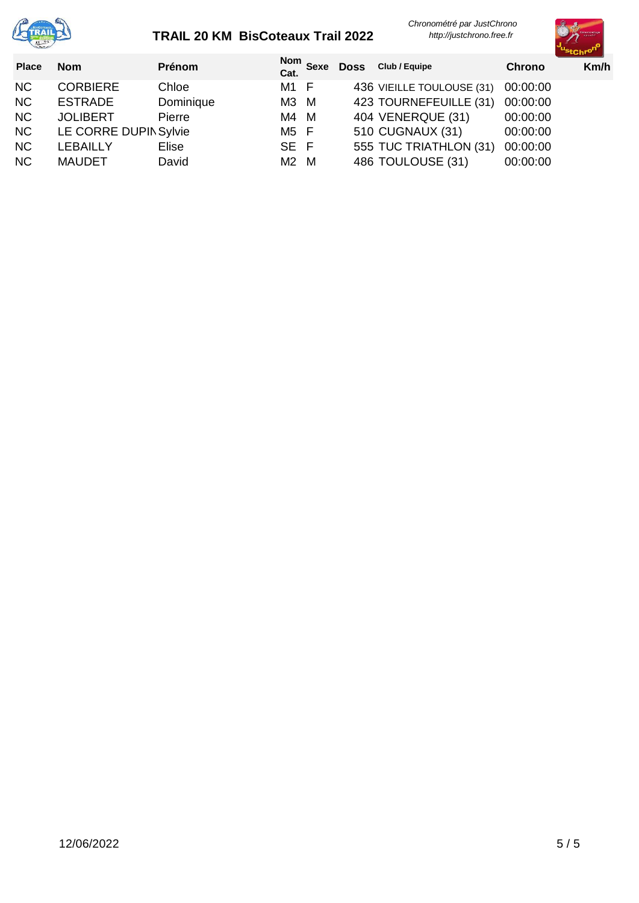# TRAIL 20 KM BisCoteaux Trail 2022

*Chronométré par JustChrono*
*http://justchrono.free.fr*

| Place | Nom | Prénom | Nom Cat. | Sexe | Doss | Club / Equipe | Chrono | Km/h |
|---|---|---|---|---|---|---|---|---|
| NC | CORBIERE | Chloe | M1 | F | 436 | VIEILLE TOULOUSE (31) | 00:00:00 | |
| NC | ESTRADE | Dominique | M3 | M | 423 | TOURNEFEUILLE (31) | 00:00:00 | |
| NC | JOLIBERT | Pierre | M4 | M | 404 | VENERQUE (31) | 00:00:00 | |
| NC | LE CORRE DUPIN | Sylvie | M5 | F | 510 | CUGNAUX (31) | 00:00:00 | |
| NC | LEBAILLY | Elise | SE | F | 555 | TUC TRIATHLON (31) | 00:00:00 | |
| NC | MAUDET | David | M2 | M | 486 | TOULOUSE (31) | 00:00:00 | |

12/06/2022